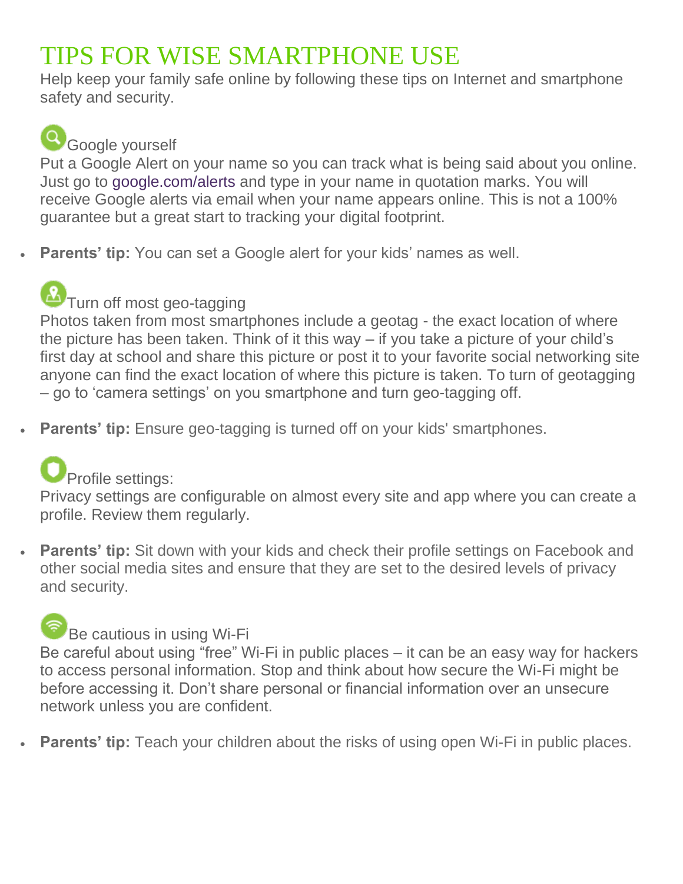# TIPS FOR WISE SMARTPHONE USE

Help keep your family safe online by following these tips on Internet and smartphone safety and security.

### Google yourself

Put a Google Alert on your name so you can track what is being said about you online. Just go to google.com/alerts and type in your name in quotation marks. You will receive Google alerts via email when your name appears online. This is not a 100% guarantee but a great start to tracking your digital footprint.

- **Parents' tip:** You can set a Google alert for your kids' names as well.

### Turn off most geo-tagging

Photos taken from most smartphones include a geotag - the exact location of where the picture has been taken. Think of it this way – if you take a picture of your child's first day at school and share this picture or post it to your favorite social networking site anyone can find the exact location of where this picture is taken. To turn of geotagging – go to 'camera settings' on you smartphone and turn geo-tagging off.

- **Parents' tip:** Ensure geo-tagging is turned off on your kids' smartphones.

### Profile settings:

Privacy settings are configurable on almost every site and app where you can create a profile. Review them regularly.

- **Parents' tip:** Sit down with your kids and check their profile settings on Facebook and other social media sites and ensure that they are set to the desired levels of privacy and security.

### Be cautious in using Wi-Fi

Be careful about using "free" Wi-Fi in public places – it can be an easy way for hackers to access personal information. Stop and think about how secure the Wi-Fi might be before accessing it. Don't share personal or financial information over an unsecure network unless you are confident.

- **Parents' tip:** Teach your children about the risks of using open Wi-Fi in public places.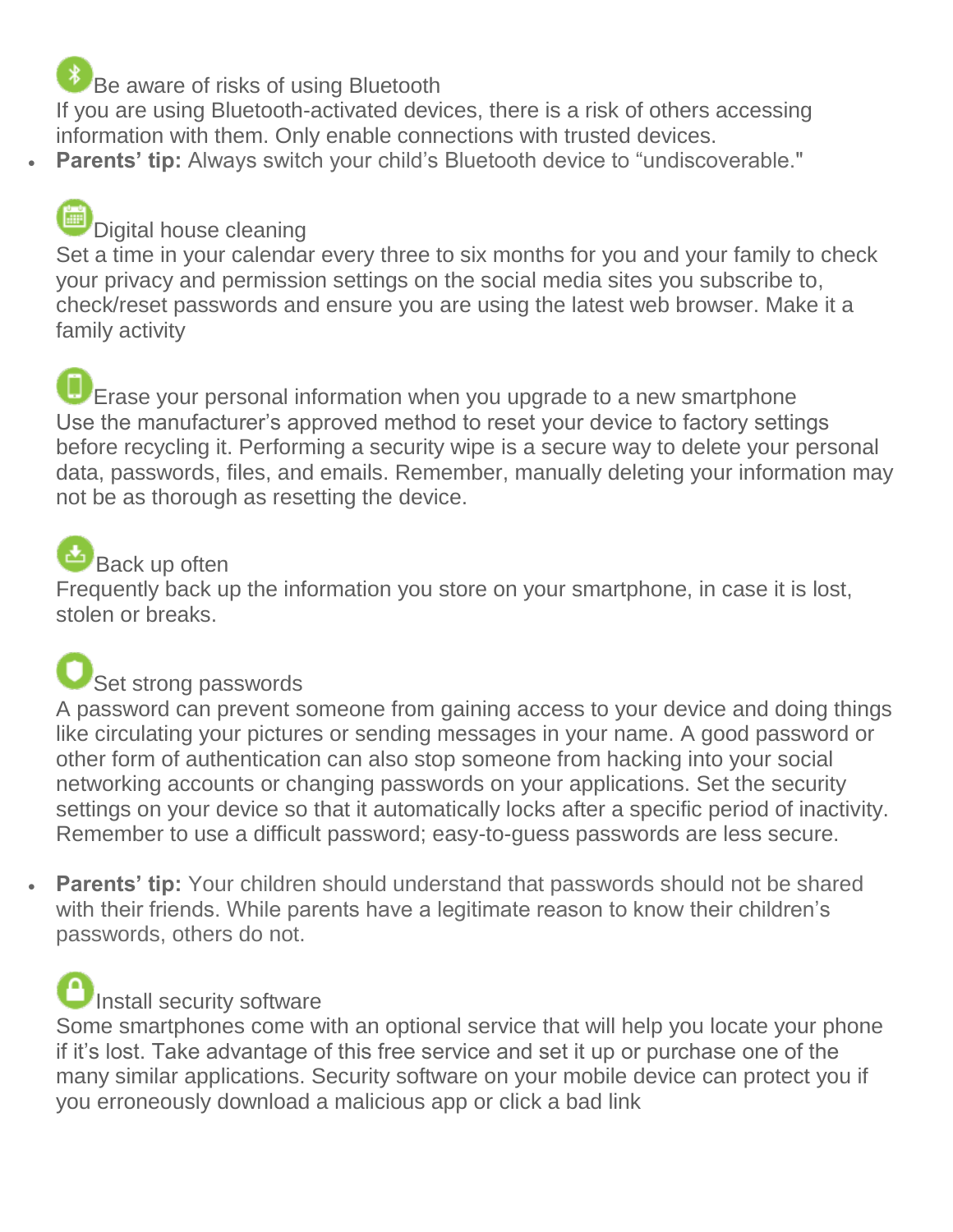### Be aware of risks of using Bluetooth

If you are using Bluetooth-activated devices, there is a risk of others accessing information with them. Only enable connections with trusted devices.

- **Parents' tip:** Always switch your child's Bluetooth device to "undiscoverable."

### Digital house cleaning

Set a time in your calendar every three to six months for you and your family to check your privacy and permission settings on the social media sites you subscribe to, check/reset passwords and ensure you are using the latest web browser. Make it a family activity

### Erase your personal information when you upgrade to a new smartphone

Use the manufacturer's approved method to reset your device to factory settings before recycling it. Performing a security wipe is a secure way to delete your personal data, passwords, files, and emails. Remember, manually deleting your information may not be as thorough as resetting the device.

### Back up often

Frequently back up the information you store on your smartphone, in case it is lost, stolen or breaks.

### Set strong passwords

A password can prevent someone from gaining access to your device and doing things like circulating your pictures or sending messages in your name. A good password or other form of authentication can also stop someone from hacking into your social networking accounts or changing passwords on your applications. Set the security settings on your device so that it automatically locks after a specific period of inactivity. Remember to use a difficult password; easy-to-guess passwords are less secure.

- **Parents' tip:** Your children should understand that passwords should not be shared with their friends. While parents have a legitimate reason to know their children's passwords, others do not.

### Install security software

Some smartphones come with an optional service that will help you locate your phone if it's lost. Take advantage of this free service and set it up or purchase one of the many similar applications. Security software on your mobile device can protect you if you erroneously download a malicious app or click a bad link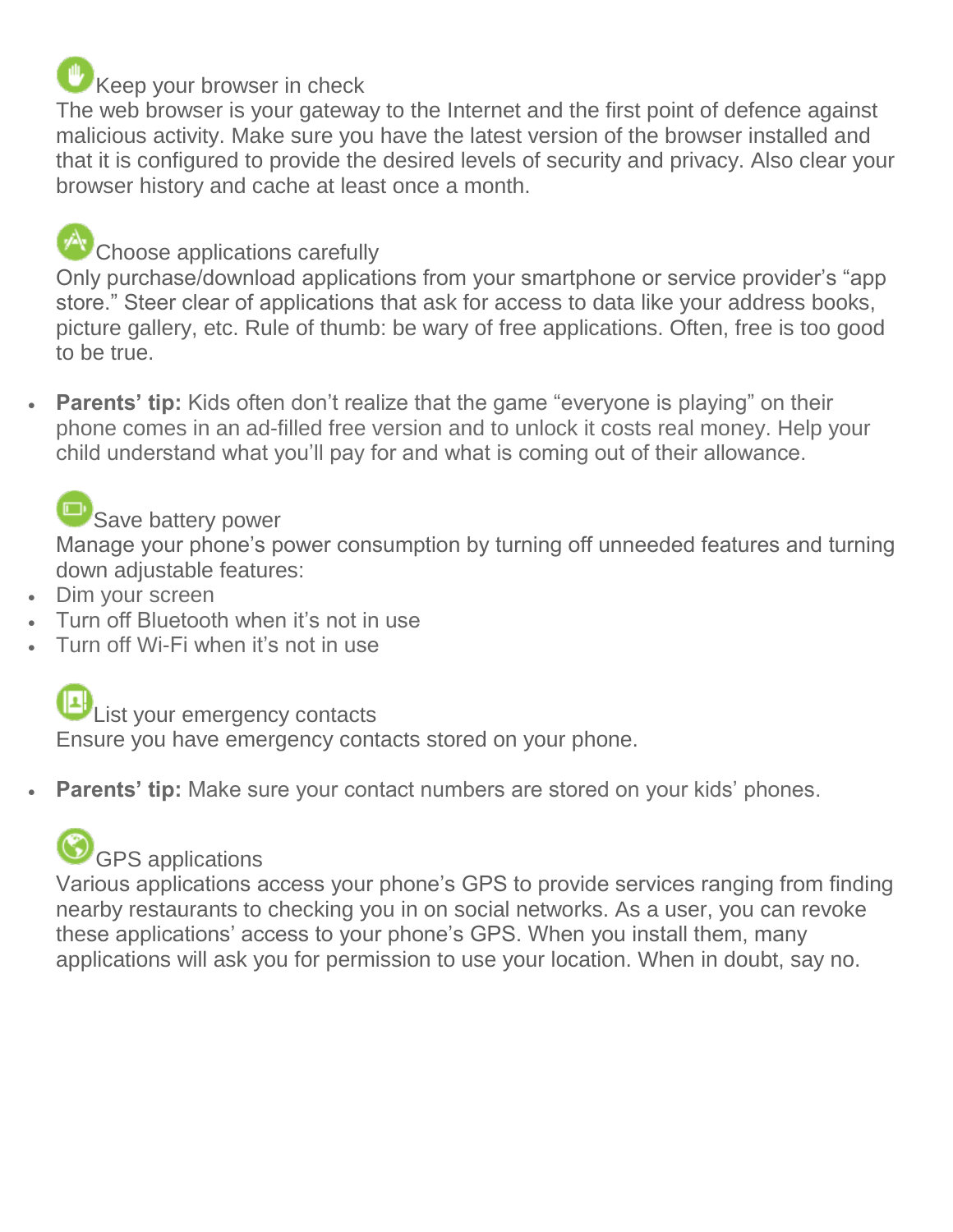### Keep your browser in check

The web browser is your gateway to the Internet and the first point of defence against malicious activity. Make sure you have the latest version of the browser installed and that it is configured to provide the desired levels of security and privacy. Also clear your browser history and cache at least once a month.

### Choose applications carefully

Only purchase/download applications from your smartphone or service provider's "app store." Steer clear of applications that ask for access to data like your address books, picture gallery, etc. Rule of thumb: be wary of free applications. Often, free is too good to be true.

- **Parents' tip:** Kids often don't realize that the game "everyone is playing" on their phone comes in an ad-filled free version and to unlock it costs real money. Help your child understand what you'll pay for and what is coming out of their allowance.

### Save battery power

Manage your phone's power consumption by turning off unneeded features and turning down adjustable features:

- Dim your screen
- Turn off Bluetooth when it's not in use
- Turn off Wi-Fi when it's not in use

### List your emergency contacts

Ensure you have emergency contacts stored on your phone.

- **Parents' tip:** Make sure your contact numbers are stored on your kids' phones.

### GPS applications

Various applications access your phone's GPS to provide services ranging from finding nearby restaurants to checking you in on social networks. As a user, you can revoke these applications' access to your phone's GPS. When you install them, many applications will ask you for permission to use your location. When in doubt, say no.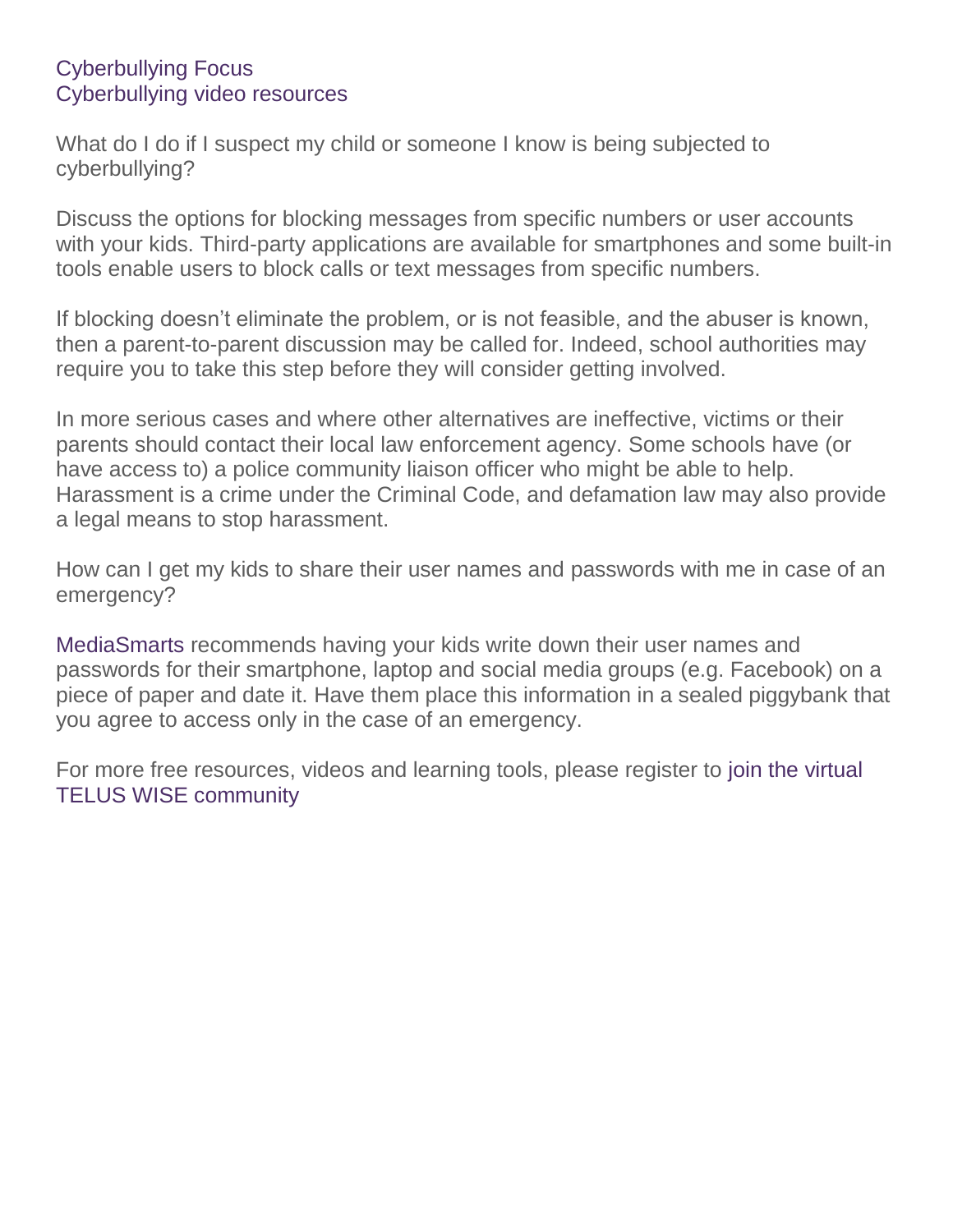Cyberbullying Focus
Cyberbullying video resources

What do I do if I suspect my child or someone I know is being subjected to cyberbullying?

Discuss the options for blocking messages from specific numbers or user accounts with your kids. Third-party applications are available for smartphones and some built-in tools enable users to block calls or text messages from specific numbers.

If blocking doesn't eliminate the problem, or is not feasible, and the abuser is known, then a parent-to-parent discussion may be called for. Indeed, school authorities may require you to take this step before they will consider getting involved.

In more serious cases and where other alternatives are ineffective, victims or their parents should contact their local law enforcement agency. Some schools have (or have access to) a police community liaison officer who might be able to help. Harassment is a crime under the Criminal Code, and defamation law may also provide a legal means to stop harassment.

How can I get my kids to share their user names and passwords with me in case of an emergency?

MediaSmarts recommends having your kids write down their user names and passwords for their smartphone, laptop and social media groups (e.g. Facebook) on a piece of paper and date it. Have them place this information in a sealed piggybank that you agree to access only in the case of an emergency.

For more free resources, videos and learning tools, please register to join the virtual TELUS WISE community